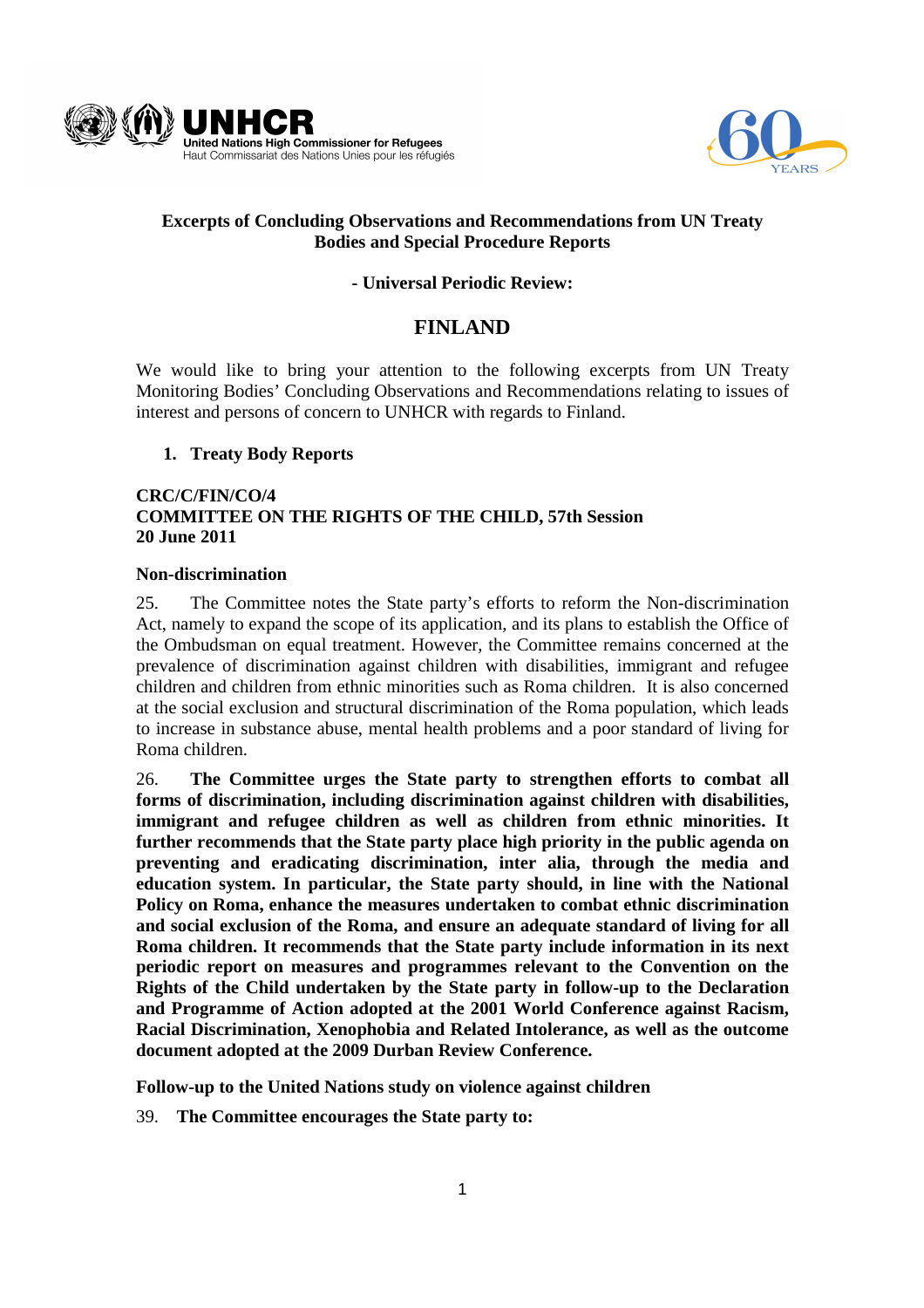**Excerpts of Concluding Observations and Recommendations from UN Treaty Bodies and Special Procedure Reports**

**- Universal Periodic Review:**

# FINLAND

We would like to bring your attention to the following excerpts from UN Treaty Monitoring Bodies' Concluding Observations and Recommendations relating to issues of interest and persons of concern to UNHCR with regards to Finland.

## 1. Treaty Body Reports

**CRC/C/FIN/CO/4**
**COMMITTEE ON THE RIGHTS OF THE CHILD, 57th Session**
**20 June 2011**

**Non-discrimination**

25. The Committee notes the State party's efforts to reform the Non-discrimination Act, namely to expand the scope of its application, and its plans to establish the Office of the Ombudsman on equal treatment. However, the Committee remains concerned at the prevalence of discrimination against children with disabilities, immigrant and refugee children and children from ethnic minorities such as Roma children. It is also concerned at the social exclusion and structural discrimination of the Roma population, which leads to increase in substance abuse, mental health problems and a poor standard of living for Roma children.

26. **The Committee urges the State party to strengthen efforts to combat all forms of discrimination, including discrimination against children with disabilities, immigrant and refugee children as well as children from ethnic minorities. It further recommends that the State party place high priority in the public agenda on preventing and eradicating discrimination, inter alia, through the media and education system. In particular, the State party should, in line with the National Policy on Roma, enhance the measures undertaken to combat ethnic discrimination and social exclusion of the Roma, and ensure an adequate standard of living for all Roma children. It recommends that the State party include information in its next periodic report on measures and programmes relevant to the Convention on the Rights of the Child undertaken by the State party in follow-up to the Declaration and Programme of Action adopted at the 2001 World Conference against Racism, Racial Discrimination, Xenophobia and Related Intolerance, as well as the outcome document adopted at the 2009 Durban Review Conference.**

**Follow-up to the United Nations study on violence against children**

39. **The Committee encourages the State party to:**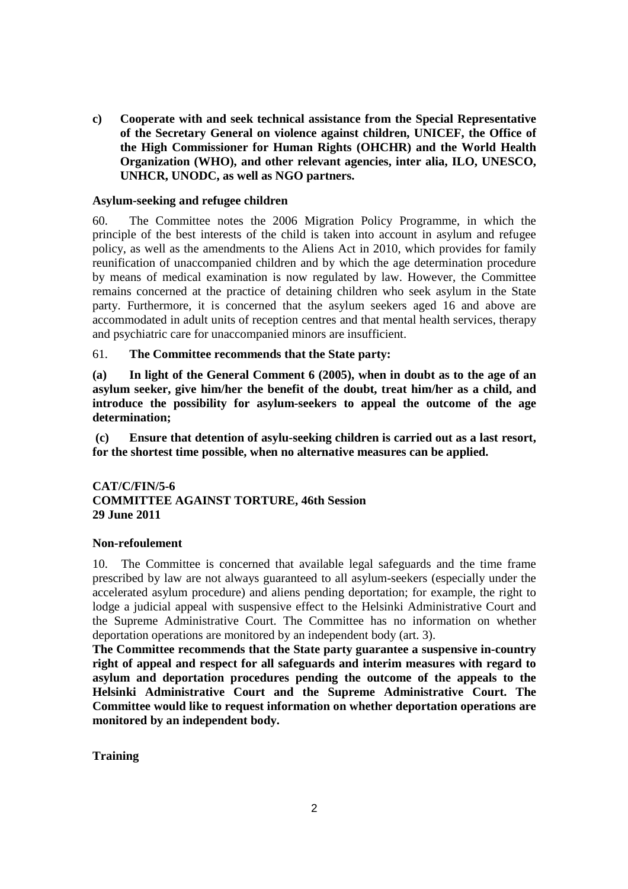**c) Cooperate with and seek technical assistance from the Special Representative of the Secretary General on violence against children, UNICEF, the Office of the High Commissioner for Human Rights (OHCHR) and the World Health Organization (WHO), and other relevant agencies, inter alia, ILO, UNESCO, UNHCR, UNODC, as well as NGO partners.**

**Asylum-seeking and refugee children**

60. The Committee notes the 2006 Migration Policy Programme, in which the principle of the best interests of the child is taken into account in asylum and refugee policy, as well as the amendments to the Aliens Act in 2010, which provides for family reunification of unaccompanied children and by which the age determination procedure by means of medical examination is now regulated by law. However, the Committee remains concerned at the practice of detaining children who seek asylum in the State party. Furthermore, it is concerned that the asylum seekers aged 16 and above are accommodated in adult units of reception centres and that mental health services, therapy and psychiatric care for unaccompanied minors are insufficient.

61. **The Committee recommends that the State party:**

**(a) In light of the General Comment 6 (2005), when in doubt as to the age of an asylum seeker, give him/her the benefit of the doubt, treat him/her as a child, and introduce the possibility for asylum-seekers to appeal the outcome of the age determination;**

**(c) Ensure that detention of asylu-seeking children is carried out as a last resort, for the shortest time possible, when no alternative measures can be applied.**

**CAT/C/FIN/5-6**
**COMMITTEE AGAINST TORTURE, 46th Session**
**29 June 2011**

**Non-refoulement**

10. The Committee is concerned that available legal safeguards and the time frame prescribed by law are not always guaranteed to all asylum-seekers (especially under the accelerated asylum procedure) and aliens pending deportation; for example, the right to lodge a judicial appeal with suspensive effect to the Helsinki Administrative Court and the Supreme Administrative Court. The Committee has no information on whether deportation operations are monitored by an independent body (art. 3).

**The Committee recommends that the State party guarantee a suspensive in-country right of appeal and respect for all safeguards and interim measures with regard to asylum and deportation procedures pending the outcome of the appeals to the Helsinki Administrative Court and the Supreme Administrative Court. The Committee would like to request information on whether deportation operations are monitored by an independent body.**

**Training**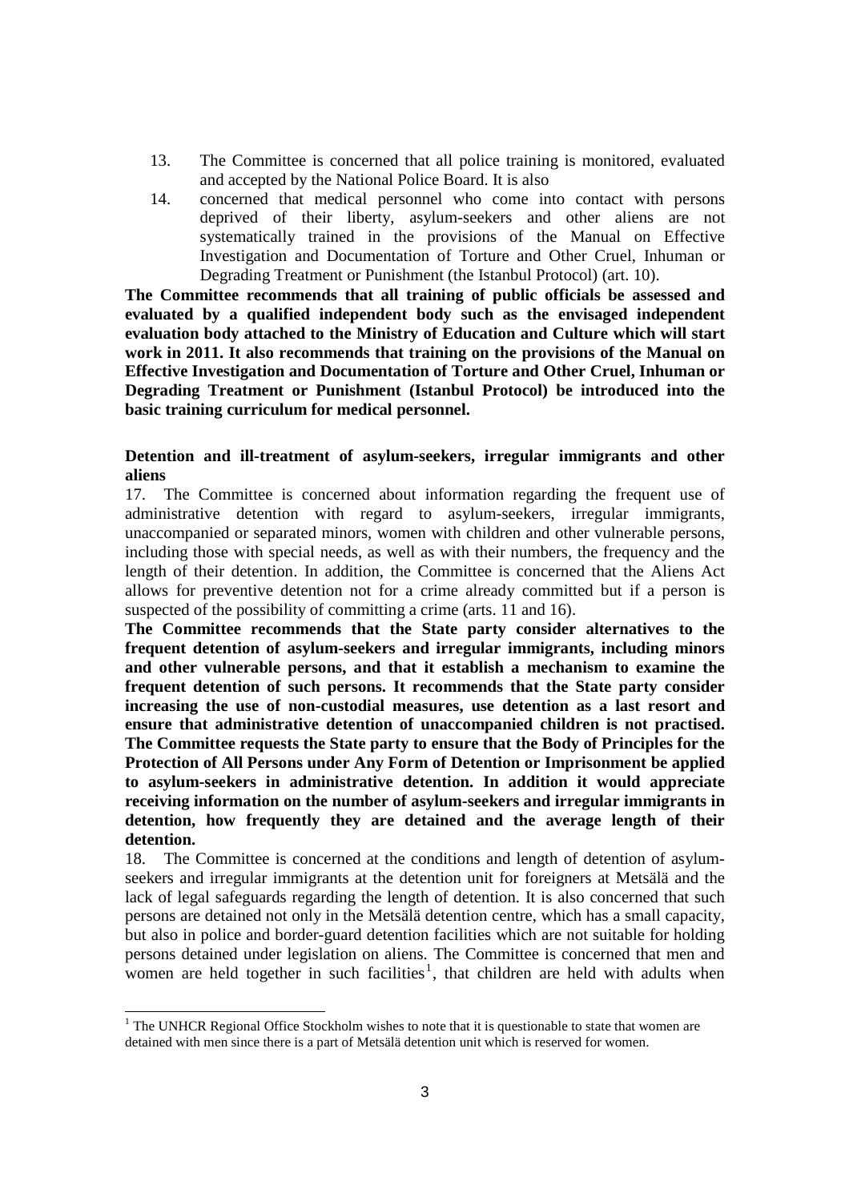13. The Committee is concerned that all police training is monitored, evaluated and accepted by the National Police Board. It is also

14. concerned that medical personnel who come into contact with persons deprived of their liberty, asylum-seekers and other aliens are not systematically trained in the provisions of the Manual on Effective Investigation and Documentation of Torture and Other Cruel, Inhuman or Degrading Treatment or Punishment (the Istanbul Protocol) (art. 10).

**The Committee recommends that all training of public officials be assessed and evaluated by a qualified independent body such as the envisaged independent evaluation body attached to the Ministry of Education and Culture which will start work in 2011. It also recommends that training on the provisions of the Manual on Effective Investigation and Documentation of Torture and Other Cruel, Inhuman or Degrading Treatment or Punishment (Istanbul Protocol) be introduced into the basic training curriculum for medical personnel.**

**Detention and ill-treatment of asylum-seekers, irregular immigrants and other aliens**

17. The Committee is concerned about information regarding the frequent use of administrative detention with regard to asylum-seekers, irregular immigrants, unaccompanied or separated minors, women with children and other vulnerable persons, including those with special needs, as well as with their numbers, the frequency and the length of their detention. In addition, the Committee is concerned that the Aliens Act allows for preventive detention not for a crime already committed but if a person is suspected of the possibility of committing a crime (arts. 11 and 16).

**The Committee recommends that the State party consider alternatives to the frequent detention of asylum-seekers and irregular immigrants, including minors and other vulnerable persons, and that it establish a mechanism to examine the frequent detention of such persons. It recommends that the State party consider increasing the use of non-custodial measures, use detention as a last resort and ensure that administrative detention of unaccompanied children is not practised. The Committee requests the State party to ensure that the Body of Principles for the Protection of All Persons under Any Form of Detention or Imprisonment be applied to asylum-seekers in administrative detention. In addition it would appreciate receiving information on the number of asylum-seekers and irregular immigrants in detention, how frequently they are detained and the average length of their detention.**

18. The Committee is concerned at the conditions and length of detention of asylum-seekers and irregular immigrants at the detention unit for foreigners at Metsälä and the lack of legal safeguards regarding the length of detention. It is also concerned that such persons are detained not only in the Metsälä detention centre, which has a small capacity, but also in police and border-guard detention facilities which are not suitable for holding persons detained under legislation on aliens. The Committee is concerned that men and women are held together in such facilities[1], that children are held with adults when

[1] The UNHCR Regional Office Stockholm wishes to note that it is questionable to state that women are detained with men since there is a part of Metsälä detention unit which is reserved for women.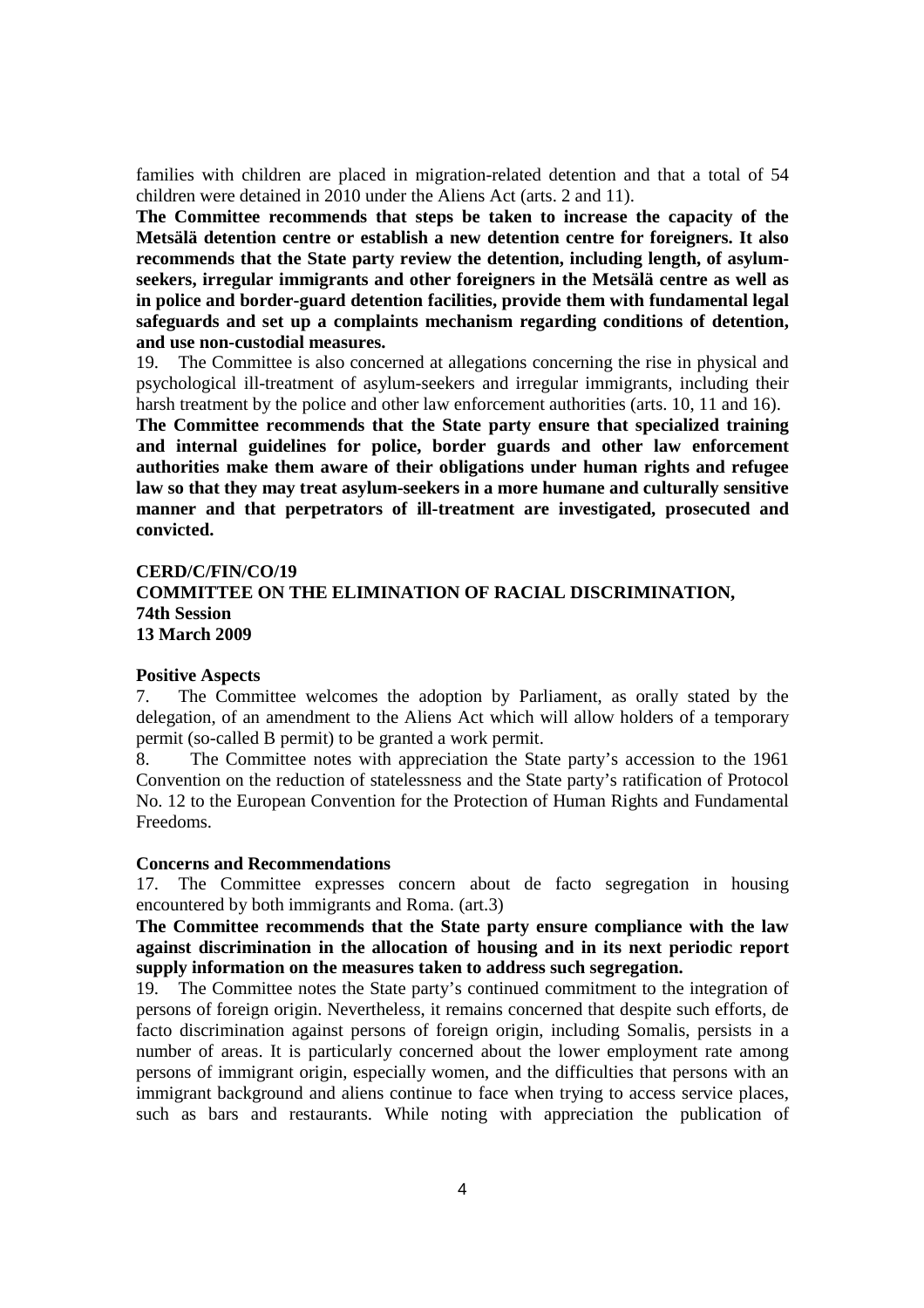families with children are placed in migration-related detention and that a total of 54 children were detained in 2010 under the Aliens Act (arts. 2 and 11).

**The Committee recommends that steps be taken to increase the capacity of the Metsälä detention centre or establish a new detention centre for foreigners. It also recommends that the State party review the detention, including length, of asylum-seekers, irregular immigrants and other foreigners in the Metsälä centre as well as in police and border-guard detention facilities, provide them with fundamental legal safeguards and set up a complaints mechanism regarding conditions of detention, and use non-custodial measures.**

19. The Committee is also concerned at allegations concerning the rise in physical and psychological ill-treatment of asylum-seekers and irregular immigrants, including their harsh treatment by the police and other law enforcement authorities (arts. 10, 11 and 16).

**The Committee recommends that the State party ensure that specialized training and internal guidelines for police, border guards and other law enforcement authorities make them aware of their obligations under human rights and refugee law so that they may treat asylum-seekers in a more humane and culturally sensitive manner and that perpetrators of ill-treatment are investigated, prosecuted and convicted.**

**CERD/C/FIN/CO/19**
**COMMITTEE ON THE ELIMINATION OF RACIAL DISCRIMINATION,**
**74th Session**
**13 March 2009**

**Positive Aspects**

7. The Committee welcomes the adoption by Parliament, as orally stated by the delegation, of an amendment to the Aliens Act which will allow holders of a temporary permit (so-called B permit) to be granted a work permit.

8. The Committee notes with appreciation the State party's accession to the 1961 Convention on the reduction of statelessness and the State party's ratification of Protocol No. 12 to the European Convention for the Protection of Human Rights and Fundamental Freedoms.

**Concerns and Recommendations**

17. The Committee expresses concern about de facto segregation in housing encountered by both immigrants and Roma. (art.3)

**The Committee recommends that the State party ensure compliance with the law against discrimination in the allocation of housing and in its next periodic report supply information on the measures taken to address such segregation.**

19. The Committee notes the State party's continued commitment to the integration of persons of foreign origin. Nevertheless, it remains concerned that despite such efforts, de facto discrimination against persons of foreign origin, including Somalis, persists in a number of areas. It is particularly concerned about the lower employment rate among persons of immigrant origin, especially women, and the difficulties that persons with an immigrant background and aliens continue to face when trying to access service places, such as bars and restaurants. While noting with appreciation the publication of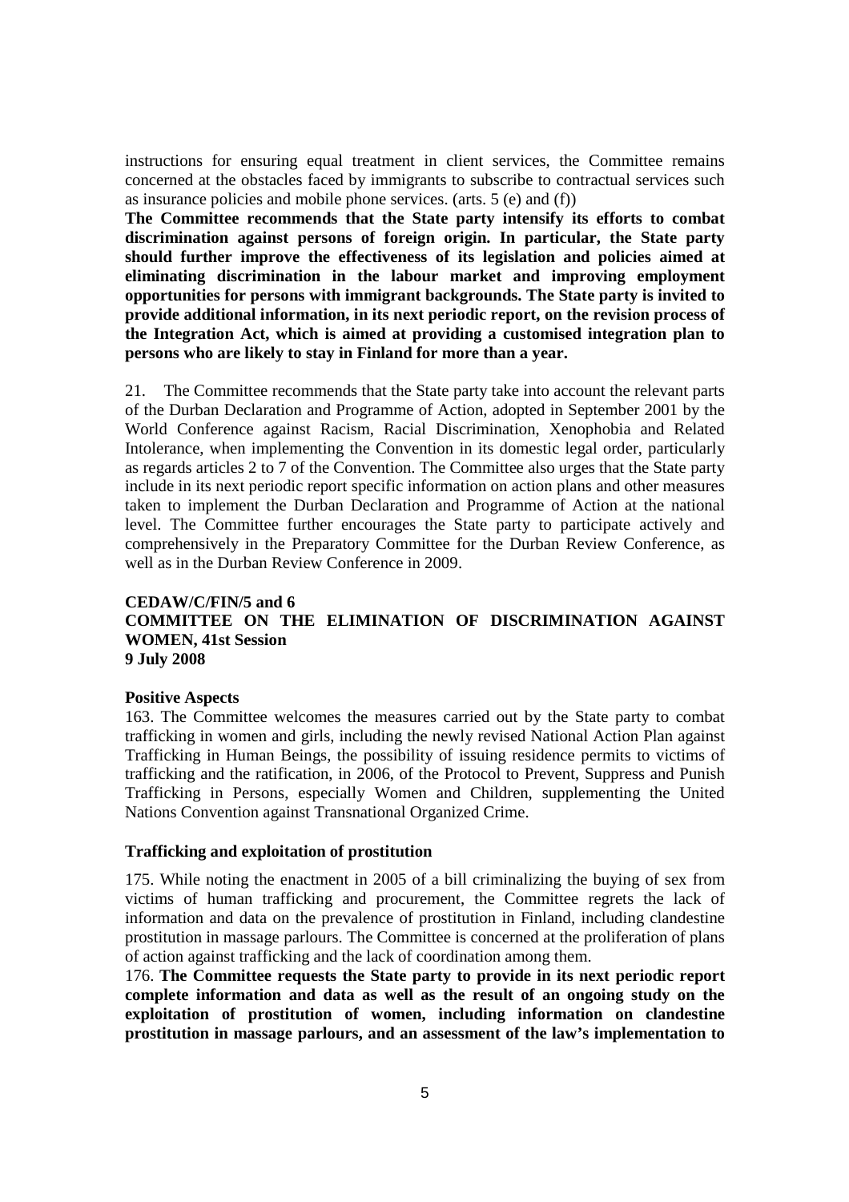instructions for ensuring equal treatment in client services, the Committee remains concerned at the obstacles faced by immigrants to subscribe to contractual services such as insurance policies and mobile phone services. (arts. 5 (e) and (f))

**The Committee recommends that the State party intensify its efforts to combat discrimination against persons of foreign origin. In particular, the State party should further improve the effectiveness of its legislation and policies aimed at eliminating discrimination in the labour market and improving employment opportunities for persons with immigrant backgrounds. The State party is invited to provide additional information, in its next periodic report, on the revision process of the Integration Act, which is aimed at providing a customised integration plan to persons who are likely to stay in Finland for more than a year.**

21. The Committee recommends that the State party take into account the relevant parts of the Durban Declaration and Programme of Action, adopted in September 2001 by the World Conference against Racism, Racial Discrimination, Xenophobia and Related Intolerance, when implementing the Convention in its domestic legal order, particularly as regards articles 2 to 7 of the Convention. The Committee also urges that the State party include in its next periodic report specific information on action plans and other measures taken to implement the Durban Declaration and Programme of Action at the national level. The Committee further encourages the State party to participate actively and comprehensively in the Preparatory Committee for the Durban Review Conference, as well as in the Durban Review Conference in 2009.

**CEDAW/C/FIN/5 and 6**
**COMMITTEE ON THE ELIMINATION OF DISCRIMINATION AGAINST WOMEN, 41st Session**
**9 July 2008**

**Positive Aspects**

163. The Committee welcomes the measures carried out by the State party to combat trafficking in women and girls, including the newly revised National Action Plan against Trafficking in Human Beings, the possibility of issuing residence permits to victims of trafficking and the ratification, in 2006, of the Protocol to Prevent, Suppress and Punish Trafficking in Persons, especially Women and Children, supplementing the United Nations Convention against Transnational Organized Crime.

**Trafficking and exploitation of prostitution**

175. While noting the enactment in 2005 of a bill criminalizing the buying of sex from victims of human trafficking and procurement, the Committee regrets the lack of information and data on the prevalence of prostitution in Finland, including clandestine prostitution in massage parlours. The Committee is concerned at the proliferation of plans of action against trafficking and the lack of coordination among them.

176. **The Committee requests the State party to provide in its next periodic report complete information and data as well as the result of an ongoing study on the exploitation of prostitution of women, including information on clandestine prostitution in massage parlours, and an assessment of the law's implementation to**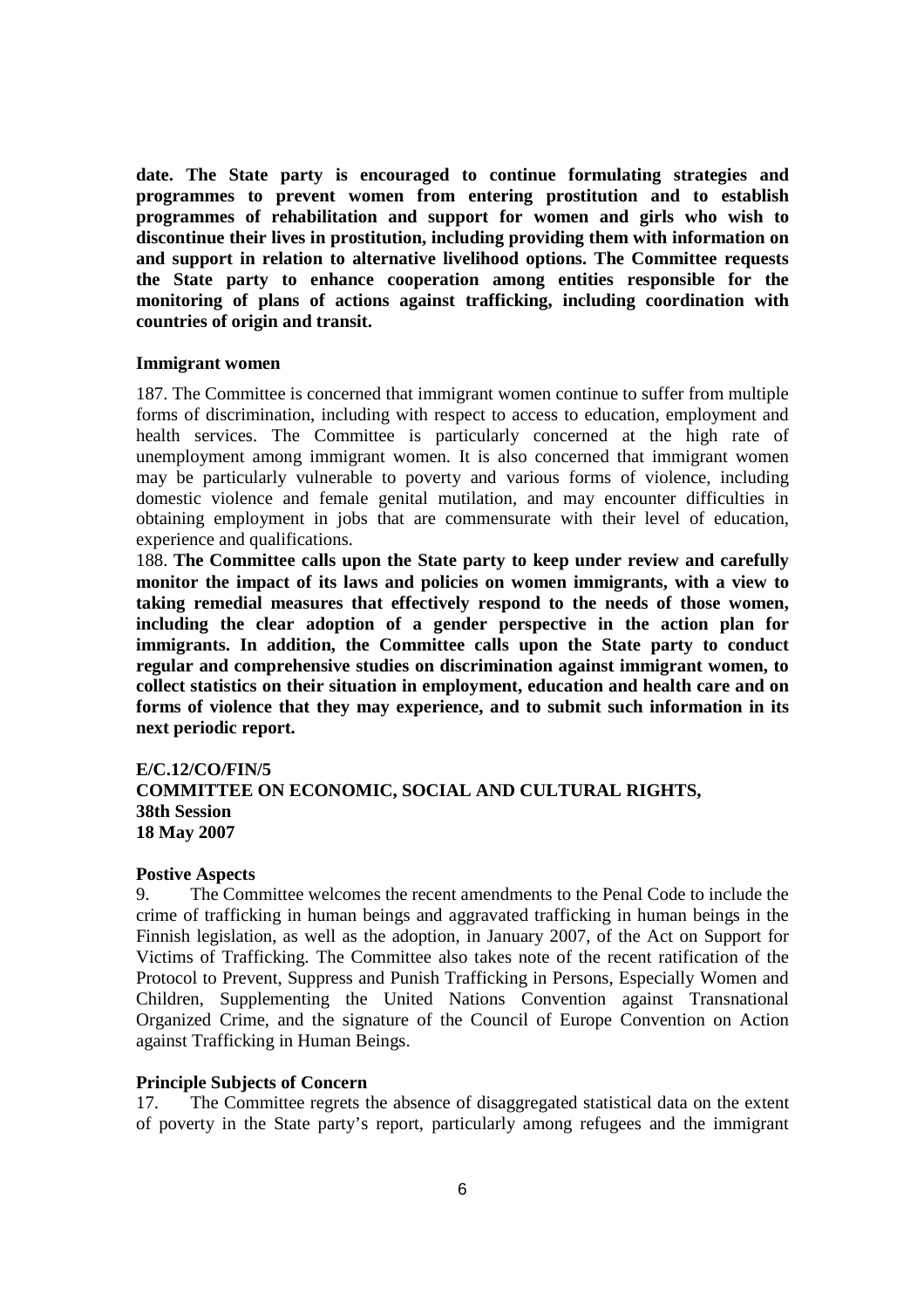**date. The State party is encouraged to continue formulating strategies and programmes to prevent women from entering prostitution and to establish programmes of rehabilitation and support for women and girls who wish to discontinue their lives in prostitution, including providing them with information on and support in relation to alternative livelihood options. The Committee requests the State party to enhance cooperation among entities responsible for the monitoring of plans of actions against trafficking, including coordination with countries of origin and transit.**

**Immigrant women**

187. The Committee is concerned that immigrant women continue to suffer from multiple forms of discrimination, including with respect to access to education, employment and health services. The Committee is particularly concerned at the high rate of unemployment among immigrant women. It is also concerned that immigrant women may be particularly vulnerable to poverty and various forms of violence, including domestic violence and female genital mutilation, and may encounter difficulties in obtaining employment in jobs that are commensurate with their level of education, experience and qualifications.

188. **The Committee calls upon the State party to keep under review and carefully monitor the impact of its laws and policies on women immigrants, with a view to taking remedial measures that effectively respond to the needs of those women, including the clear adoption of a gender perspective in the action plan for immigrants. In addition, the Committee calls upon the State party to conduct regular and comprehensive studies on discrimination against immigrant women, to collect statistics on their situation in employment, education and health care and on forms of violence that they may experience, and to submit such information in its next periodic report.**

**E/C.12/CO/FIN/5**
**COMMITTEE ON ECONOMIC, SOCIAL AND CULTURAL RIGHTS,**
**38th Session**
**18 May 2007**

**Postive Aspects**

9. The Committee welcomes the recent amendments to the Penal Code to include the crime of trafficking in human beings and aggravated trafficking in human beings in the Finnish legislation, as well as the adoption, in January 2007, of the Act on Support for Victims of Trafficking. The Committee also takes note of the recent ratification of the Protocol to Prevent, Suppress and Punish Trafficking in Persons, Especially Women and Children, Supplementing the United Nations Convention against Transnational Organized Crime, and the signature of the Council of Europe Convention on Action against Trafficking in Human Beings.

**Principle Subjects of Concern**

17. The Committee regrets the absence of disaggregated statistical data on the extent of poverty in the State party's report, particularly among refugees and the immigrant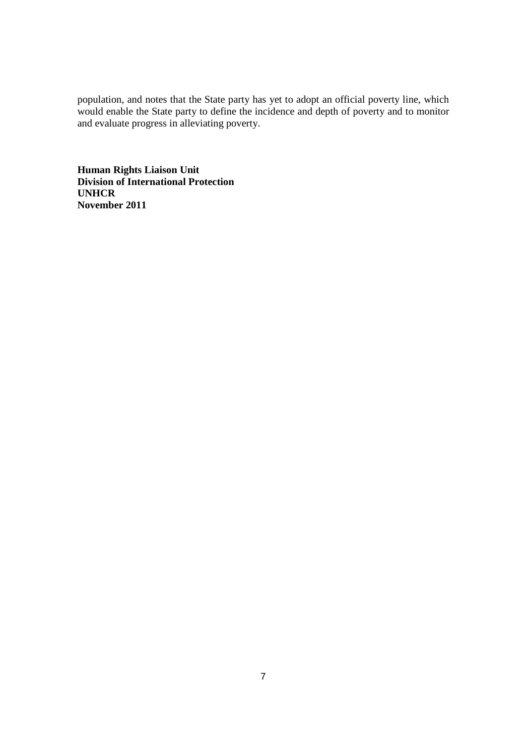population, and notes that the State party has yet to adopt an official poverty line, which would enable the State party to define the incidence and depth of poverty and to monitor and evaluate progress in alleviating poverty.

**Human Rights Liaison Unit**
**Division of International Protection**
**UNHCR**
**November 2011**